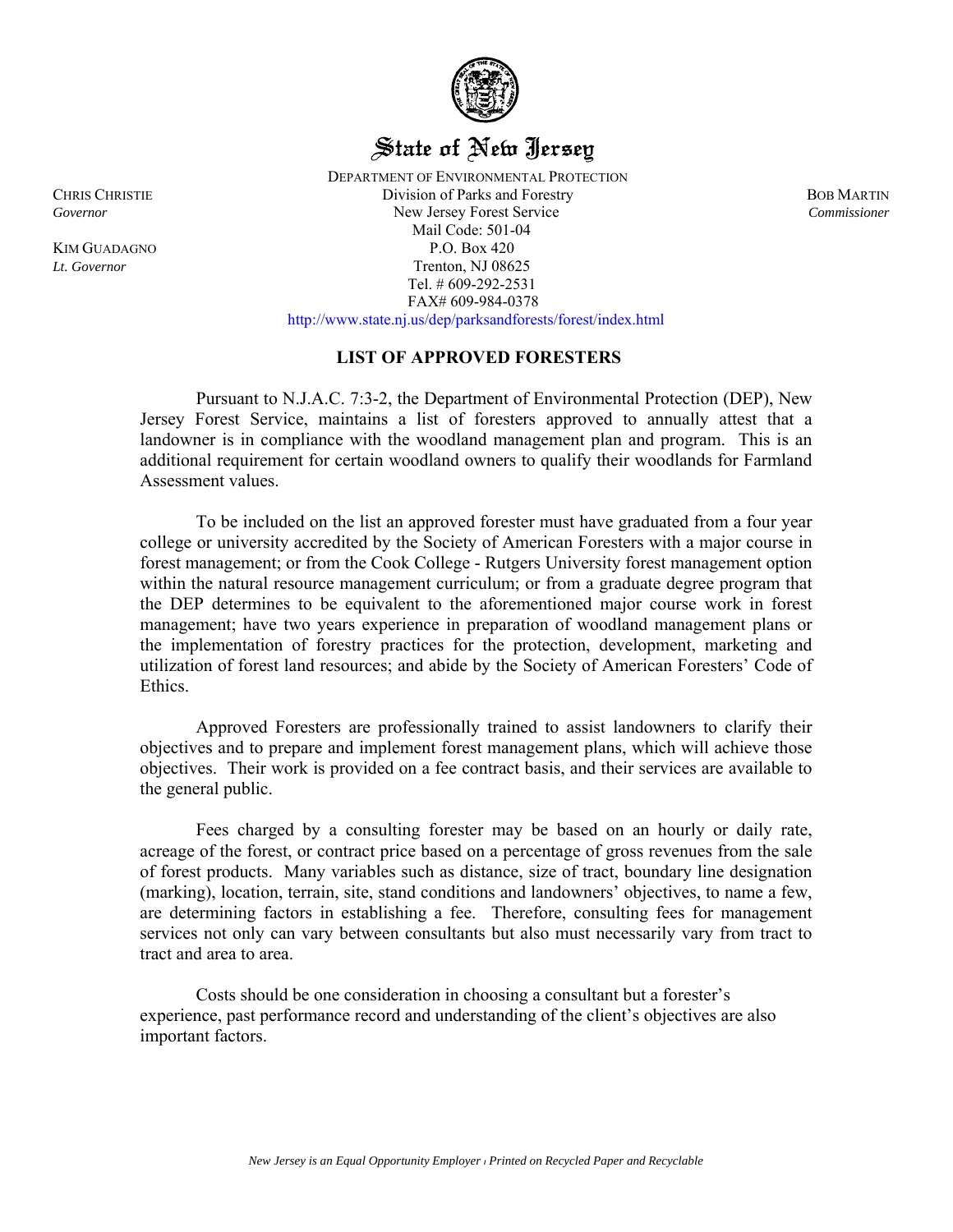State of New Jersey

DEPARTMENT OF ENVIRONMENTAL PROTECTION
Division of Parks and Forestry
New Jersey Forest Service
Mail Code: 501-04
P.O. Box 420
Trenton, NJ 08625
Tel. # 609-292-2531
FAX# 609-984-0378
http://www.state.nj.us/dep/parksandforests/forest/index.html

CHRIS CHRISTIE
*Governor*

KIM GUADAGNO
*Lt. Governor*

BOB MARTIN
*Commissioner*

## LIST OF APPROVED FORESTERS

Pursuant to N.J.A.C. 7:3-2, the Department of Environmental Protection (DEP), New Jersey Forest Service, maintains a list of foresters approved to annually attest that a landowner is in compliance with the woodland management plan and program. This is an additional requirement for certain woodland owners to qualify their woodlands for Farmland Assessment values.

To be included on the list an approved forester must have graduated from a four year college or university accredited by the Society of American Foresters with a major course in forest management; or from the Cook College - Rutgers University forest management option within the natural resource management curriculum; or from a graduate degree program that the DEP determines to be equivalent to the aforementioned major course work in forest management; have two years experience in preparation of woodland management plans or the implementation of forestry practices for the protection, development, marketing and utilization of forest land resources; and abide by the Society of American Foresters' Code of Ethics.

Approved Foresters are professionally trained to assist landowners to clarify their objectives and to prepare and implement forest management plans, which will achieve those objectives. Their work is provided on a fee contract basis, and their services are available to the general public.

Fees charged by a consulting forester may be based on an hourly or daily rate, acreage of the forest, or contract price based on a percentage of gross revenues from the sale of forest products. Many variables such as distance, size of tract, boundary line designation (marking), location, terrain, site, stand conditions and landowners' objectives, to name a few, are determining factors in establishing a fee. Therefore, consulting fees for management services not only can vary between consultants but also must necessarily vary from tract to tract and area to area.

Costs should be one consideration in choosing a consultant but a forester's experience, past performance record and understanding of the client's objectives are also important factors.

*New Jersey is an Equal Opportunity Employer ı Printed on Recycled Paper and Recyclable*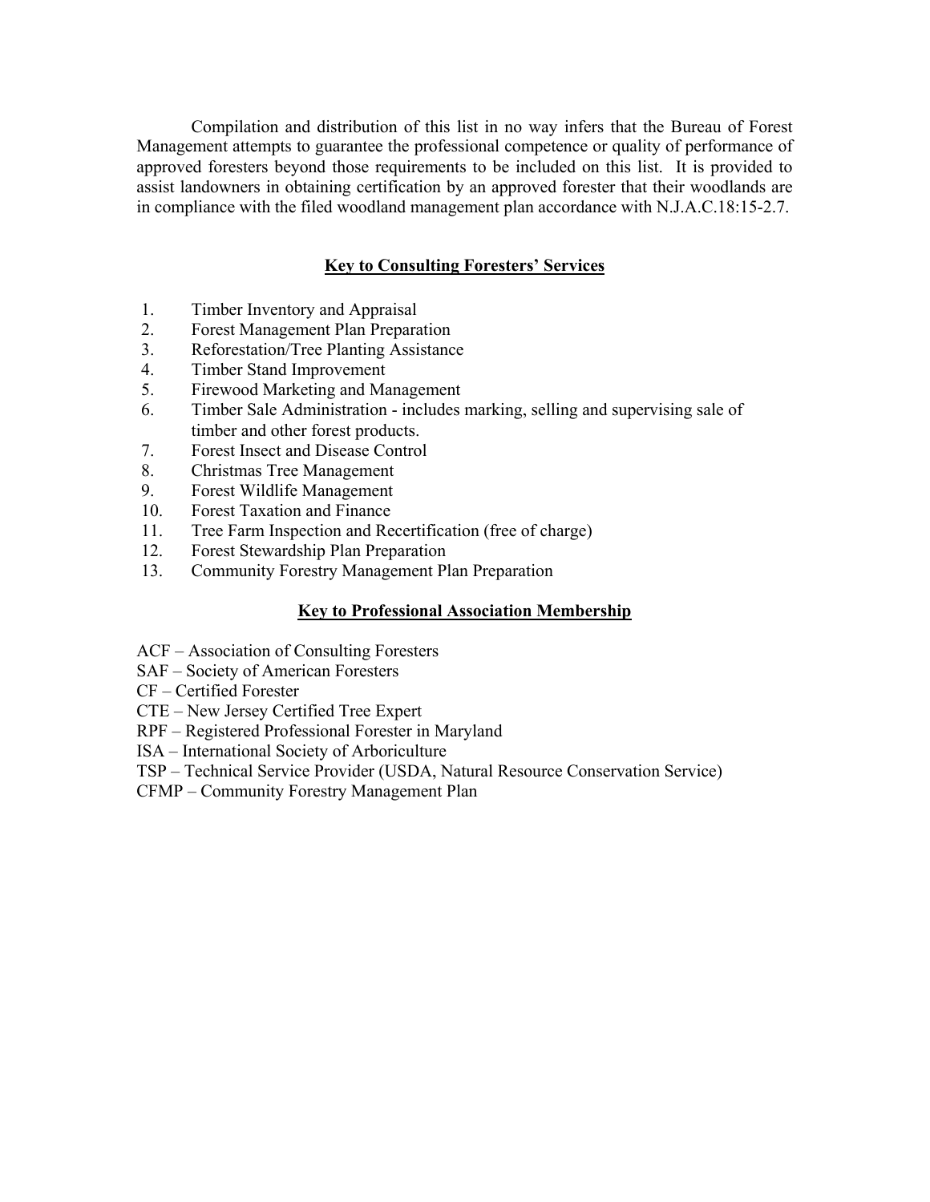Compilation and distribution of this list in no way infers that the Bureau of Forest Management attempts to guarantee the professional competence or quality of performance of approved foresters beyond those requirements to be included on this list. It is provided to assist landowners in obtaining certification by an approved forester that their woodlands are in compliance with the filed woodland management plan accordance with N.J.A.C.18:15-2.7.

## Key to Consulting Foresters' Services

1. Timber Inventory and Appraisal
2. Forest Management Plan Preparation
3. Reforestation/Tree Planting Assistance
4. Timber Stand Improvement
5. Firewood Marketing and Management
6. Timber Sale Administration - includes marking, selling and supervising sale of timber and other forest products.
7. Forest Insect and Disease Control
8. Christmas Tree Management
9. Forest Wildlife Management
10. Forest Taxation and Finance
11. Tree Farm Inspection and Recertification (free of charge)
12. Forest Stewardship Plan Preparation
13. Community Forestry Management Plan Preparation

## Key to Professional Association Membership

ACF – Association of Consulting Foresters
SAF – Society of American Foresters
CF – Certified Forester
CTE – New Jersey Certified Tree Expert
RPF – Registered Professional Forester in Maryland
ISA – International Society of Arboriculture
TSP – Technical Service Provider (USDA, Natural Resource Conservation Service)
CFMP – Community Forestry Management Plan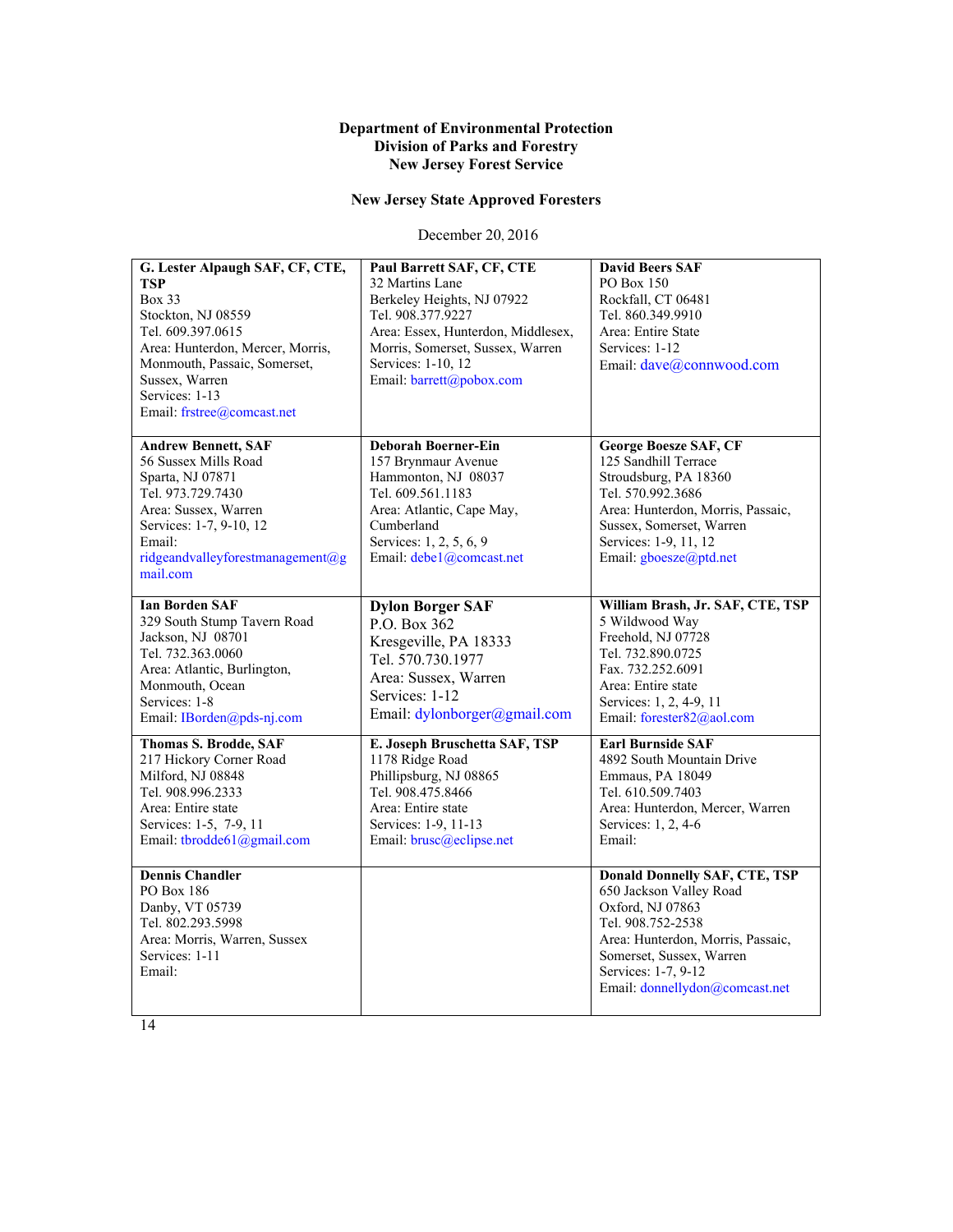**Department of Environmental Protection**
**Division of Parks and Forestry**
**New Jersey Forest Service**

**New Jersey State Approved Foresters**

December 20, 2016

| | | |
|---|---|---|
| **G. Lester Alpaugh SAF, CF, CTE, TSP**<br>Box 33<br>Stockton, NJ 08559<br>Tel. 609.397.0615<br>Area: Hunterdon, Mercer, Morris, Monmouth, Passaic, Somerset, Sussex, Warren<br>Services: 1-13<br>Email: frstree@comcast.net | **Paul Barrett SAF, CF, CTE**<br>32 Martins Lane<br>Berkeley Heights, NJ 07922<br>Tel. 908.377.9227<br>Area: Essex, Hunterdon, Middlesex, Morris, Somerset, Sussex, Warren<br>Services: 1-10, 12<br>Email: barrett@pobox.com | **David Beers SAF**<br>PO Box 150<br>Rockfall, CT 06481<br>Tel. 860.349.9910<br>Area: Entire State<br>Services: 1-12<br>Email: dave@connwood.com |
| **Andrew Bennett, SAF**<br>56 Sussex Mills Road<br>Sparta, NJ 07871<br>Tel. 973.729.7430<br>Area: Sussex, Warren<br>Services: 1-7, 9-10, 12<br>Email: ridgeandvalleyforestmanagement@gmail.com | **Deborah Boerner-Ein**<br>157 Brynmaur Avenue<br>Hammonton, NJ 08037<br>Tel. 609.561.1183<br>Area: Atlantic, Cape May, Cumberland<br>Services: 1, 2, 5, 6, 9<br>Email: debe1@comcast.net | **George Boesze SAF, CF**<br>125 Sandhill Terrace<br>Stroudsburg, PA 18360<br>Tel. 570.992.3686<br>Area: Hunterdon, Morris, Passaic, Sussex, Somerset, Warren<br>Services: 1-9, 11, 12<br>Email: gboesze@ptd.net |
| **Ian Borden SAF**<br>329 South Stump Tavern Road<br>Jackson, NJ 08701<br>Tel. 732.363.0060<br>Area: Atlantic, Burlington, Monmouth, Ocean<br>Services: 1-8<br>Email: IBorden@pds-nj.com | **Dylon Borger SAF**<br>P.O. Box 362<br>Kresgeville, PA 18333<br>Tel. 570.730.1977<br>Area: Sussex, Warren<br>Services: 1-12<br>Email: dylonborger@gmail.com | **William Brash, Jr. SAF, CTE, TSP**<br>5 Wildwood Way<br>Freehold, NJ 07728<br>Tel. 732.890.0725<br>Fax. 732.252.6091<br>Area: Entire state<br>Services: 1, 2, 4-9, 11<br>Email: forester82@aol.com |
| **Thomas S. Brodde, SAF**<br>217 Hickory Corner Road<br>Milford, NJ 08848<br>Tel. 908.996.2333<br>Area: Entire state<br>Services: 1-5, 7-9, 11<br>Email: tbrodde61@gmail.com | **E. Joseph Bruschetta SAF, TSP**<br>1178 Ridge Road<br>Phillipsburg, NJ 08865<br>Tel. 908.475.8466<br>Area: Entire state<br>Services: 1-9, 11-13<br>Email: brusc@eclipse.net | **Earl Burnside SAF**<br>4892 South Mountain Drive<br>Emmaus, PA 18049<br>Tel. 610.509.7403<br>Area: Hunterdon, Mercer, Warren<br>Services: 1, 2, 4-6<br>Email: |
| **Dennis Chandler**<br>PO Box 186<br>Danby, VT 05739<br>Tel. 802.293.5998<br>Area: Morris, Warren, Sussex<br>Services: 1-11<br>Email: | | **Donald Donnelly SAF, CTE, TSP**<br>650 Jackson Valley Road<br>Oxford, NJ 07863<br>Tel. 908.752-2538<br>Area: Hunterdon, Morris, Passaic, Somerset, Sussex, Warren<br>Services: 1-7, 9-12<br>Email: donnellydon@comcast.net |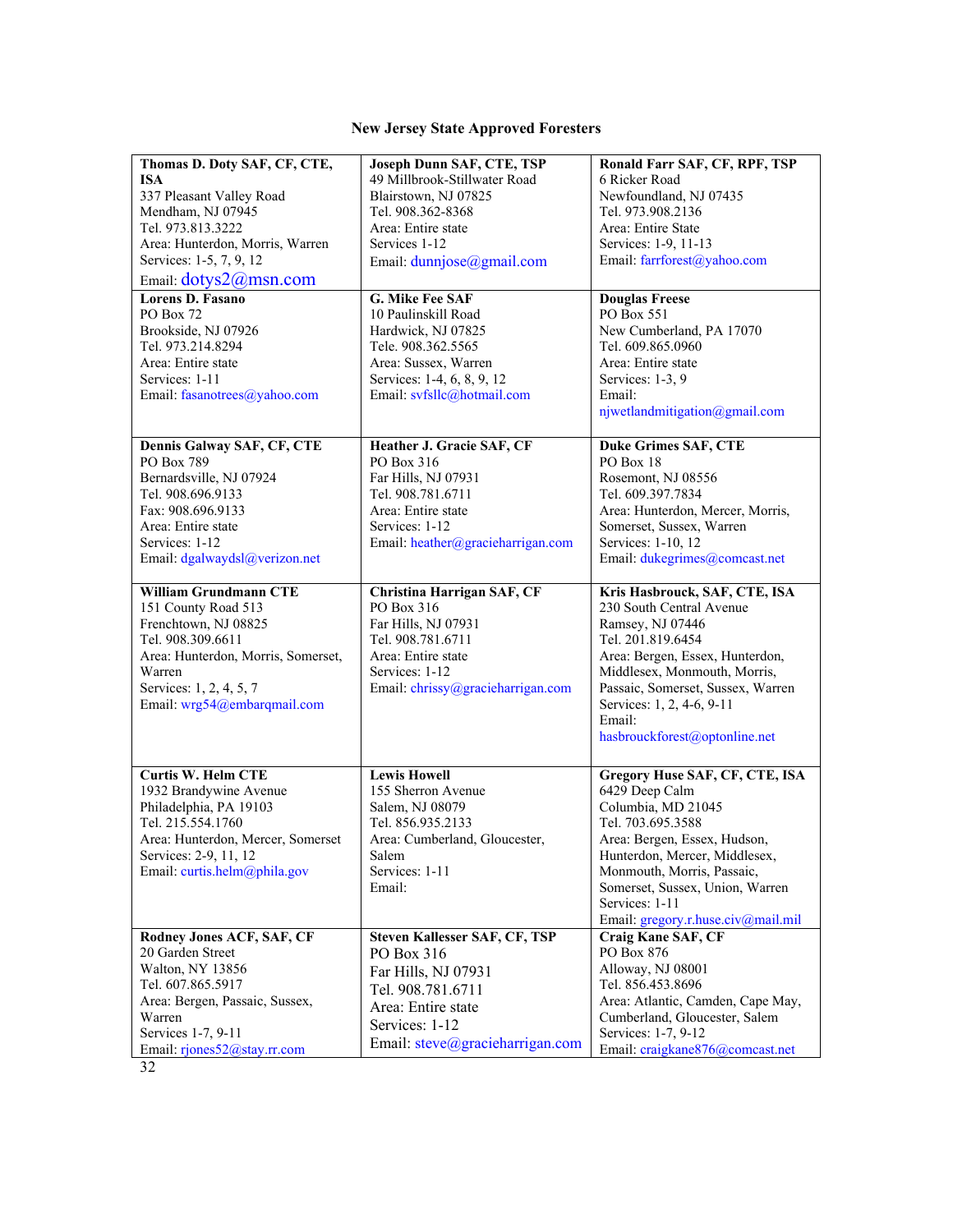# New Jersey State Approved Foresters

| | | |
|---|---|---|
| **Thomas D. Doty SAF, CF, CTE, ISA**<br>337 Pleasant Valley Road<br>Mendham, NJ 07945<br>Tel. 973.813.3222<br>Area: Hunterdon, Morris, Warren<br>Services: 1-5, 7, 9, 12<br>Email: dotys2@msn.com | **Joseph Dunn SAF, CTE, TSP**<br>49 Millbrook-Stillwater Road<br>Blairstown, NJ 07825<br>Tel. 908.362-8368<br>Area: Entire state<br>Services 1-12<br>Email: dunnjose@gmail.com | **Ronald Farr SAF, CF, RPF, TSP**<br>6 Ricker Road<br>Newfoundland, NJ 07435<br>Tel. 973.908.2136<br>Area: Entire State<br>Services: 1-9, 11-13<br>Email: farrforest@yahoo.com |
| **Lorens D. Fasano**<br>PO Box 72<br>Brookside, NJ 07926<br>Tel. 973.214.8294<br>Area: Entire state<br>Services: 1-11<br>Email: fasanotrees@yahoo.com | **G. Mike Fee SAF**<br>10 Paulinskill Road<br>Hardwick, NJ 07825<br>Tele. 908.362.5565<br>Area: Sussex, Warren<br>Services: 1-4, 6, 8, 9, 12<br>Email: svfsllc@hotmail.com | **Douglas Freese**<br>PO Box 551<br>New Cumberland, PA 17070<br>Tel. 609.865.0960<br>Area: Entire state<br>Services: 1-3, 9<br>Email:<br>njwetlandmitigation@gmail.com |
| **Dennis Galway SAF, CF, CTE**<br>PO Box 789<br>Bernardsville, NJ 07924<br>Tel. 908.696.9133<br>Fax: 908.696.9133<br>Area: Entire state<br>Services: 1-12<br>Email: dgalwaydsl@verizon.net | **Heather J. Gracie SAF, CF**<br>PO Box 316<br>Far Hills, NJ 07931<br>Tel. 908.781.6711<br>Area: Entire state<br>Services: 1-12<br>Email: heather@gracieharrigan.com | **Duke Grimes SAF, CTE**<br>PO Box 18<br>Rosemont, NJ 08556<br>Tel. 609.397.7834<br>Area: Hunterdon, Mercer, Morris, Somerset, Sussex, Warren<br>Services: 1-10, 12<br>Email: dukegrimes@comcast.net |
| **William Grundmann CTE**<br>151 County Road 513<br>Frenchtown, NJ 08825<br>Tel. 908.309.6611<br>Area: Hunterdon, Morris, Somerset, Warren<br>Services: 1, 2, 4, 5, 7<br>Email: wrg54@embarqmail.com | **Christina Harrigan SAF, CF**<br>PO Box 316<br>Far Hills, NJ 07931<br>Tel. 908.781.6711<br>Area: Entire state<br>Services: 1-12<br>Email: chrissy@gracieharrigan.com | **Kris Hasbrouck, SAF, CTE, ISA**<br>230 South Central Avenue<br>Ramsey, NJ 07446<br>Tel. 201.819.6454<br>Area: Bergen, Essex, Hunterdon, Middlesex, Monmouth, Morris, Passaic, Somerset, Sussex, Warren<br>Services: 1, 2, 4-6, 9-11<br>Email:<br>hasbrouckforest@optonline.net |
| **Curtis W. Helm CTE**<br>1932 Brandywine Avenue<br>Philadelphia, PA 19103<br>Tel. 215.554.1760<br>Area: Hunterdon, Mercer, Somerset<br>Services: 2-9, 11, 12<br>Email: curtis.helm@phila.gov | **Lewis Howell**<br>155 Sherron Avenue<br>Salem, NJ 08079<br>Tel. 856.935.2133<br>Area: Cumberland, Gloucester, Salem<br>Services: 1-11<br>Email: | **Gregory Huse SAF, CF, CTE, ISA**<br>6429 Deep Calm<br>Columbia, MD 21045<br>Tel. 703.695.3588<br>Area: Bergen, Essex, Hudson, Hunterdon, Mercer, Middlesex, Monmouth, Morris, Passaic, Somerset, Sussex, Union, Warren<br>Services: 1-11<br>Email: gregory.r.huse.civ@mail.mil |
| **Rodney Jones ACF, SAF, CF**<br>20 Garden Street<br>Walton, NY 13856<br>Tel. 607.865.5917<br>Area: Bergen, Passaic, Sussex, Warren<br>Services 1-7, 9-11<br>Email: rjones52@stay.rr.com | **Steven Kallesser SAF, CF, TSP**<br>PO Box 316<br>Far Hills, NJ 07931<br>Tel. 908.781.6711<br>Area: Entire state<br>Services: 1-12<br>Email: steve@gracieharrigan.com | **Craig Kane SAF, CF**<br>PO Box 876<br>Alloway, NJ 08001<br>Tel. 856.453.8696<br>Area: Atlantic, Camden, Cape May, Cumberland, Gloucester, Salem<br>Services: 1-7, 9-12<br>Email: craigkane876@comcast.net |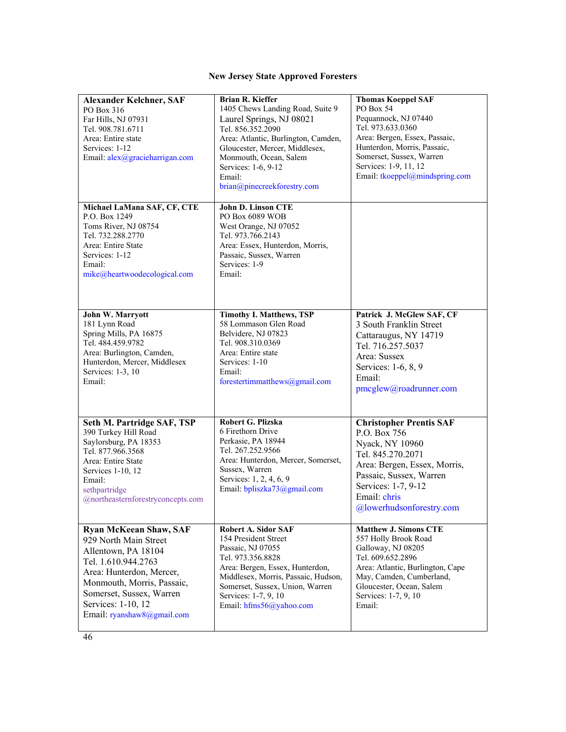# New Jersey State Approved Foresters

| | | |
|---|---|---|
| **Alexander Kelchner, SAF**<br>PO Box 316<br>Far Hills, NJ 07931<br>Tel. 908.781.6711<br>Area: Entire state<br>Services: 1-12<br>Email: alex@gracieharrigan.com | **Brian R. Kieffer**<br>1405 Chews Landing Road, Suite 9<br>Laurel Springs, NJ 08021<br>Tel. 856.352.2090<br>Area: Atlantic, Burlington, Camden, Gloucester, Mercer, Middlesex, Monmouth, Ocean, Salem<br>Services: 1-6, 9-12<br>Email:<br>brian@pinecreekforestry.com | **Thomas Koeppel SAF**<br>PO Box 54<br>Pequannock, NJ 07440<br>Tel. 973.633.0360<br>Area: Bergen, Essex, Passaic, Hunterdon, Morris, Passaic, Somerset, Sussex, Warren<br>Services: 1-9, 11, 12<br>Email: tkoeppel@mindspring.com |
| **Michael LaMana SAF, CF, CTE**<br>P.O. Box 1249<br>Toms River, NJ 08754<br>Tel. 732.288.2770<br>Area: Entire State<br>Services: 1-12<br>Email:<br>mike@heartwoodecological.com | **John D. Linson CTE**<br>PO Box 6089 WOB<br>West Orange, NJ 07052<br>Tel. 973.766.2143<br>Area: Essex, Hunterdon, Morris, Passaic, Sussex, Warren<br>Services: 1-9<br>Email: | |
| **John W. Marryott**<br>181 Lynn Road<br>Spring Mills, PA 16875<br>Tel. 484.459.9782<br>Area: Burlington, Camden, Hunterdon, Mercer, Middlesex<br>Services: 1-3, 10<br>Email: | **Timothy I. Matthews, TSP**<br>58 Lommason Glen Road<br>Belvidere, NJ 07823<br>Tel. 908.310.0369<br>Area: Entire state<br>Services: 1-10<br>Email:<br>forestertimmatthews@gmail.com | **Patrick J. McGlew SAF, CF**<br>3 South Franklin Street<br>Cattaraugus, NY 14719<br>Tel. 716.257.5037<br>Area: Sussex<br>Services: 1-6, 8, 9<br>Email:<br>pmcglew@roadrunner.com |
| **Seth M. Partridge SAF, TSP**<br>390 Turkey Hill Road<br>Saylorsburg, PA 18353<br>Tel. 877.966.3568<br>Area: Entire State<br>Services 1-10, 12<br>Email:<br>sethpartridge<br>@northeasternforestryconcepts.com | **Robert G. Plizska**<br>6 Firethorn Drive<br>Perkasie, PA 18944<br>Tel. 267.252.9566<br>Area: Hunterdon, Mercer, Somerset, Sussex, Warren<br>Services: 1, 2, 4, 6, 9<br>Email: bpliszka73@gmail.com | **Christopher Prentis SAF**<br>P.O. Box 756<br>Nyack, NY 10960<br>Tel. 845.270.2071<br>Area: Bergen, Essex, Morris, Passaic, Sussex, Warren<br>Services: 1-7, 9-12<br>Email: chris<br>@lowerhudsonforestry.com |
| **Ryan McKeean Shaw, SAF**<br>929 North Main Street<br>Allentown, PA 18104<br>Tel. 1.610.944.2763<br>Area: Hunterdon, Mercer, Monmouth, Morris, Passaic, Somerset, Sussex, Warren<br>Services: 1-10, 12<br>Email: ryanshaw8@gmail.com | **Robert A. Sidor SAF**<br>154 President Street<br>Passaic, NJ 07055<br>Tel. 973.356.8828<br>Area: Bergen, Essex, Hunterdon, Middlesex, Morris, Passaic, Hudson, Somerset, Sussex, Union, Warren<br>Services: 1-7, 9, 10<br>Email: hfms56@yahoo.com | **Matthew J. Simons CTE**<br>557 Holly Brook Road<br>Galloway, NJ 08205<br>Tel. 609.652.2896<br>Area: Atlantic, Burlington, Cape May, Camden, Cumberland, Gloucester, Ocean, Salem<br>Services: 1-7, 9, 10<br>Email: |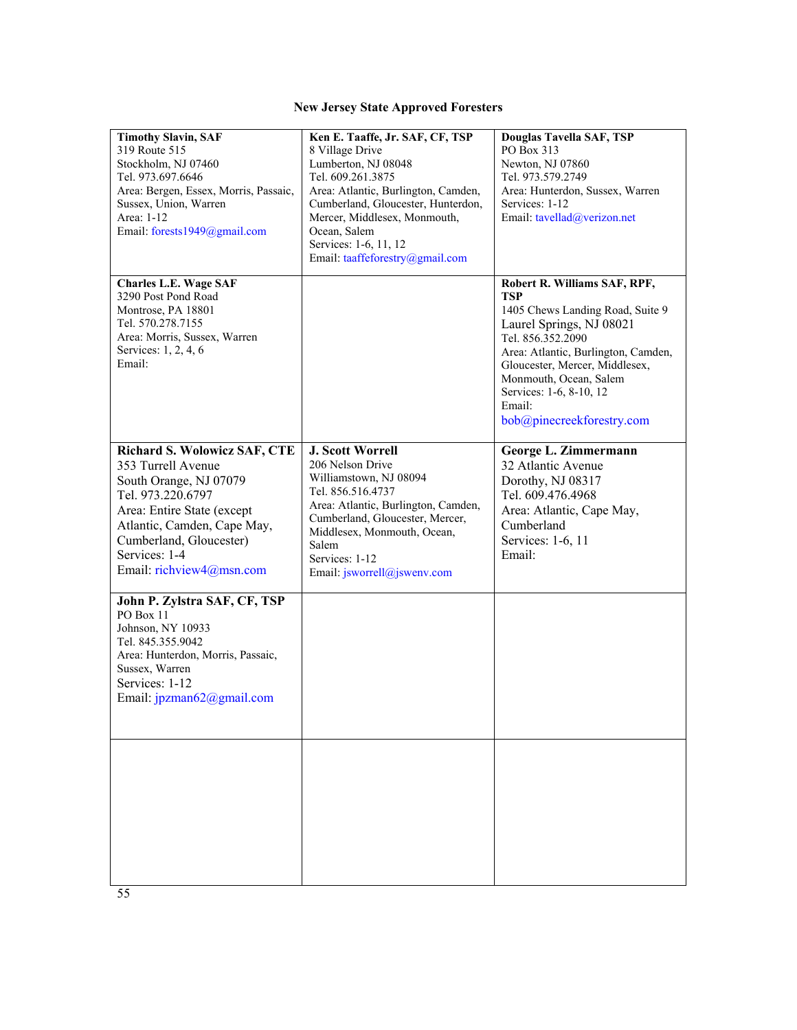# New Jersey State Approved Foresters

| | | |
|---|---|---|
| **Timothy Slavin, SAF**<br>319 Route 515<br>Stockholm, NJ 07460<br>Tel. 973.697.6646<br>Area: Bergen, Essex, Morris, Passaic, Sussex, Union, Warren<br>Area: 1-12<br>Email: forests1949@gmail.com | **Ken E. Taaffe, Jr. SAF, CF, TSP**<br>8 Village Drive<br>Lumberton, NJ 08048<br>Tel. 609.261.3875<br>Area: Atlantic, Burlington, Camden, Cumberland, Gloucester, Hunterdon, Mercer, Middlesex, Monmouth, Ocean, Salem<br>Services: 1-6, 11, 12<br>Email: taaffeforestry@gmail.com | **Douglas Tavella SAF, TSP**<br>PO Box 313<br>Newton, NJ 07860<br>Tel. 973.579.2749<br>Area: Hunterdon, Sussex, Warren<br>Services: 1-12<br>Email: tavellad@verizon.net |
| **Charles L.E. Wage SAF**<br>3290 Post Pond Road<br>Montrose, PA 18801<br>Tel. 570.278.7155<br>Area: Morris, Sussex, Warren<br>Services: 1, 2, 4, 6<br>Email: | | **Robert R. Williams SAF, RPF, TSP**<br>1405 Chews Landing Road, Suite 9<br>Laurel Springs, NJ 08021<br>Tel. 856.352.2090<br>Area: Atlantic, Burlington, Camden, Gloucester, Mercer, Middlesex, Monmouth, Ocean, Salem<br>Services: 1-6, 8-10, 12<br>Email:<br>bob@pinecreekforestry.com |
| **Richard S. Wolowicz SAF, CTE**<br>353 Turrell Avenue<br>South Orange, NJ 07079<br>Tel. 973.220.6797<br>Area: Entire State (except Atlantic, Camden, Cape May, Cumberland, Gloucester)<br>Services: 1-4<br>Email: richview4@msn.com | **J. Scott Worrell**<br>206 Nelson Drive<br>Williamstown, NJ 08094<br>Tel. 856.516.4737<br>Area: Atlantic, Burlington, Camden, Cumberland, Gloucester, Mercer, Middlesex, Monmouth, Ocean, Salem<br>Services: 1-12<br>Email: jsworrell@jswenv.com | **George L. Zimmermann**<br>32 Atlantic Avenue<br>Dorothy, NJ 08317<br>Tel. 609.476.4968<br>Area: Atlantic, Cape May, Cumberland<br>Services: 1-6, 11<br>Email: |
| **John P. Zylstra SAF, CF, TSP**<br>PO Box 11<br>Johnson, NY 10933<br>Tel. 845.355.9042<br>Area: Hunterdon, Morris, Passaic, Sussex, Warren<br>Services: 1-12<br>Email: jpzman62@gmail.com | | |
| | | |